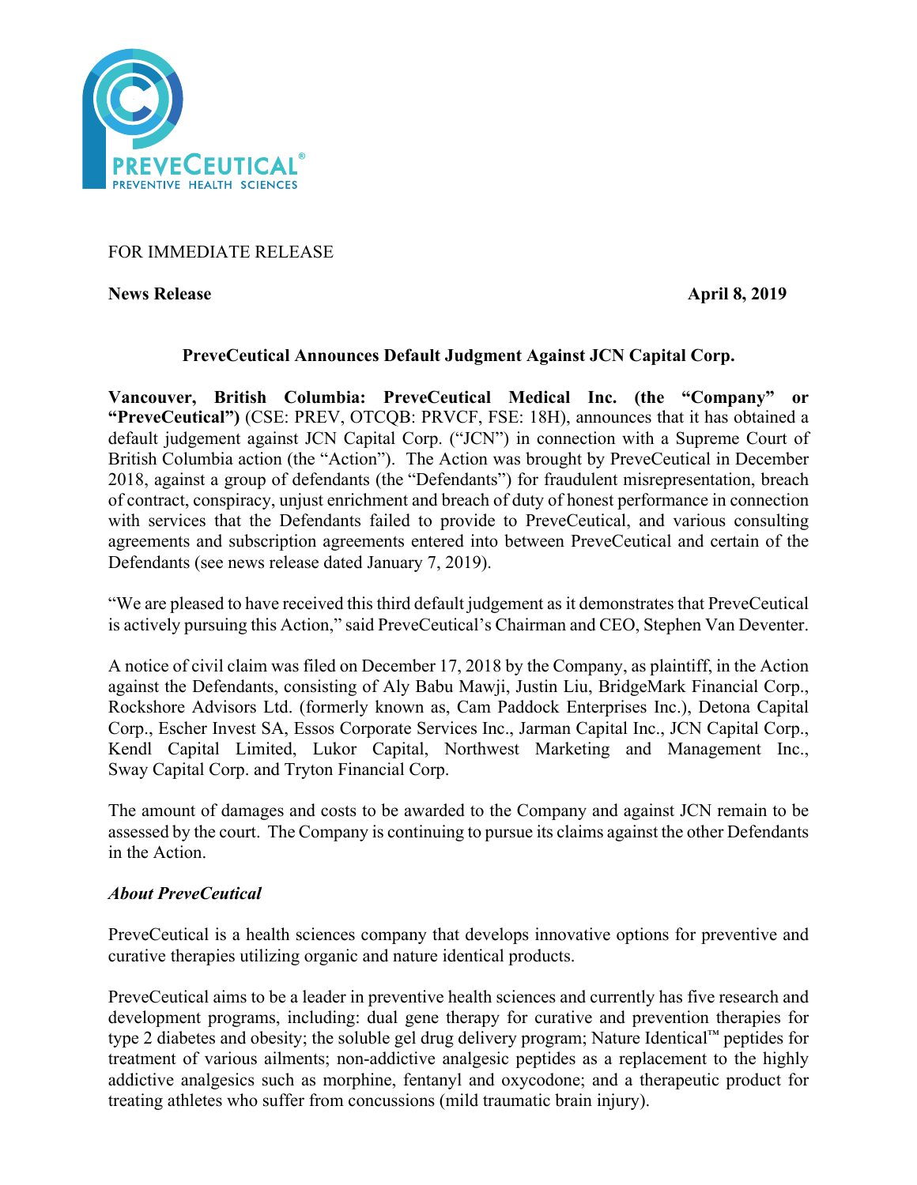FOR IMMEDIATE RELEASE

**News Release** **April 8, 2019**

**PreveCeutical Announces Default Judgment Against JCN Capital Corp.**

**Vancouver, British Columbia: PreveCeutical Medical Inc. (the "Company" or "PreveCeutical")** (CSE: PREV, OTCQB: PRVCF, FSE: 18H), announces that it has obtained a default judgement against JCN Capital Corp. ("JCN") in connection with a Supreme Court of British Columbia action (the "Action"). The Action was brought by PreveCeutical in December 2018, against a group of defendants (the "Defendants") for fraudulent misrepresentation, breach of contract, conspiracy, unjust enrichment and breach of duty of honest performance in connection with services that the Defendants failed to provide to PreveCeutical, and various consulting agreements and subscription agreements entered into between PreveCeutical and certain of the Defendants (see news release dated January 7, 2019).

"We are pleased to have received this third default judgement as it demonstrates that PreveCeutical is actively pursuing this Action," said PreveCeutical's Chairman and CEO, Stephen Van Deventer.

A notice of civil claim was filed on December 17, 2018 by the Company, as plaintiff, in the Action against the Defendants, consisting of Aly Babu Mawji, Justin Liu, BridgeMark Financial Corp., Rockshore Advisors Ltd. (formerly known as, Cam Paddock Enterprises Inc.), Detona Capital Corp., Escher Invest SA, Essos Corporate Services Inc., Jarman Capital Inc., JCN Capital Corp., Kendl Capital Limited, Lukor Capital, Northwest Marketing and Management Inc., Sway Capital Corp. and Tryton Financial Corp.

The amount of damages and costs to be awarded to the Company and against JCN remain to be assessed by the court. The Company is continuing to pursue its claims against the other Defendants in the Action.

### *About PreveCeutical*

PreveCeutical is a health sciences company that develops innovative options for preventive and curative therapies utilizing organic and nature identical products.

PreveCeutical aims to be a leader in preventive health sciences and currently has five research and development programs, including: dual gene therapy for curative and prevention therapies for type 2 diabetes and obesity; the soluble gel drug delivery program; Nature Identical™ peptides for treatment of various ailments; non-addictive analgesic peptides as a replacement to the highly addictive analgesics such as morphine, fentanyl and oxycodone; and a therapeutic product for treating athletes who suffer from concussions (mild traumatic brain injury).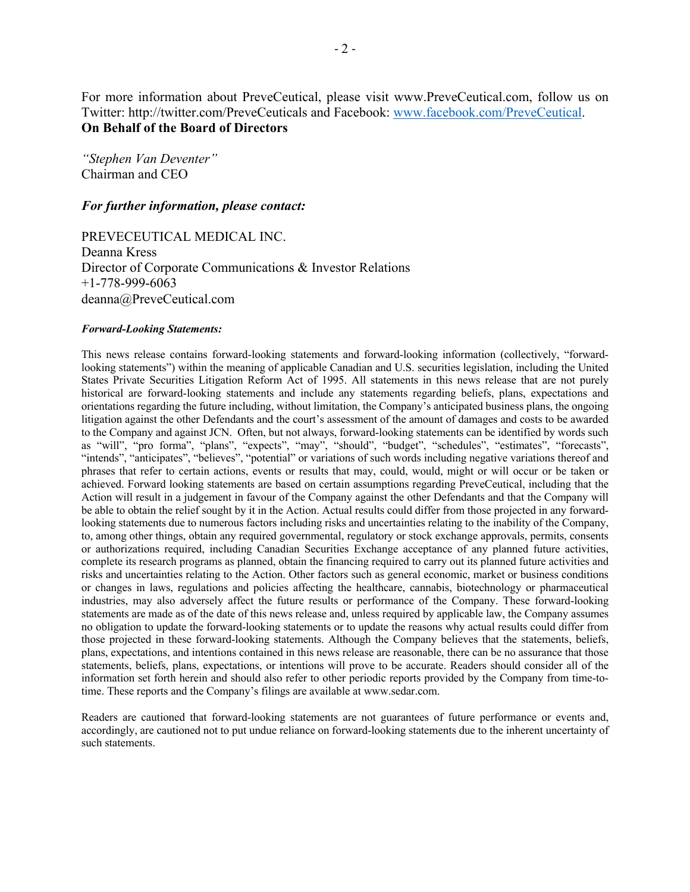For more information about PreveCeutical, please visit www.PreveCeutical.com, follow us on Twitter: http://twitter.com/PreveCeuticals and Facebook: www.facebook.com/PreveCeutical.

**On Behalf of the Board of Directors**

*"Stephen Van Deventer"*
Chairman and CEO

***For further information, please contact:***

PREVECEUTICAL MEDICAL INC.
Deanna Kress
Director of Corporate Communications & Investor Relations
+1-778-999-6063
deanna@PreveCeutical.com

***Forward-Looking Statements:***

This news release contains forward-looking statements and forward-looking information (collectively, "forward-looking statements") within the meaning of applicable Canadian and U.S. securities legislation, including the United States Private Securities Litigation Reform Act of 1995. All statements in this news release that are not purely historical are forward-looking statements and include any statements regarding beliefs, plans, expectations and orientations regarding the future including, without limitation, the Company's anticipated business plans, the ongoing litigation against the other Defendants and the court's assessment of the amount of damages and costs to be awarded to the Company and against JCN. Often, but not always, forward-looking statements can be identified by words such as "will", "pro forma", "plans", "expects", "may", "should", "budget", "schedules", "estimates", "forecasts", "intends", "anticipates", "believes", "potential" or variations of such words including negative variations thereof and phrases that refer to certain actions, events or results that may, could, would, might or will occur or be taken or achieved. Forward looking statements are based on certain assumptions regarding PreveCeutical, including that the Action will result in a judgement in favour of the Company against the other Defendants and that the Company will be able to obtain the relief sought by it in the Action. Actual results could differ from those projected in any forward-looking statements due to numerous factors including risks and uncertainties relating to the inability of the Company, to, among other things, obtain any required governmental, regulatory or stock exchange approvals, permits, consents or authorizations required, including Canadian Securities Exchange acceptance of any planned future activities, complete its research programs as planned, obtain the financing required to carry out its planned future activities and risks and uncertainties relating to the Action. Other factors such as general economic, market or business conditions or changes in laws, regulations and policies affecting the healthcare, cannabis, biotechnology or pharmaceutical industries, may also adversely affect the future results or performance of the Company. These forward-looking statements are made as of the date of this news release and, unless required by applicable law, the Company assumes no obligation to update the forward-looking statements or to update the reasons why actual results could differ from those projected in these forward-looking statements. Although the Company believes that the statements, beliefs, plans, expectations, and intentions contained in this news release are reasonable, there can be no assurance that those statements, beliefs, plans, expectations, or intentions will prove to be accurate. Readers should consider all of the information set forth herein and should also refer to other periodic reports provided by the Company from time-to-time. These reports and the Company's filings are available at www.sedar.com.

Readers are cautioned that forward-looking statements are not guarantees of future performance or events and, accordingly, are cautioned not to put undue reliance on forward-looking statements due to the inherent uncertainty of such statements.